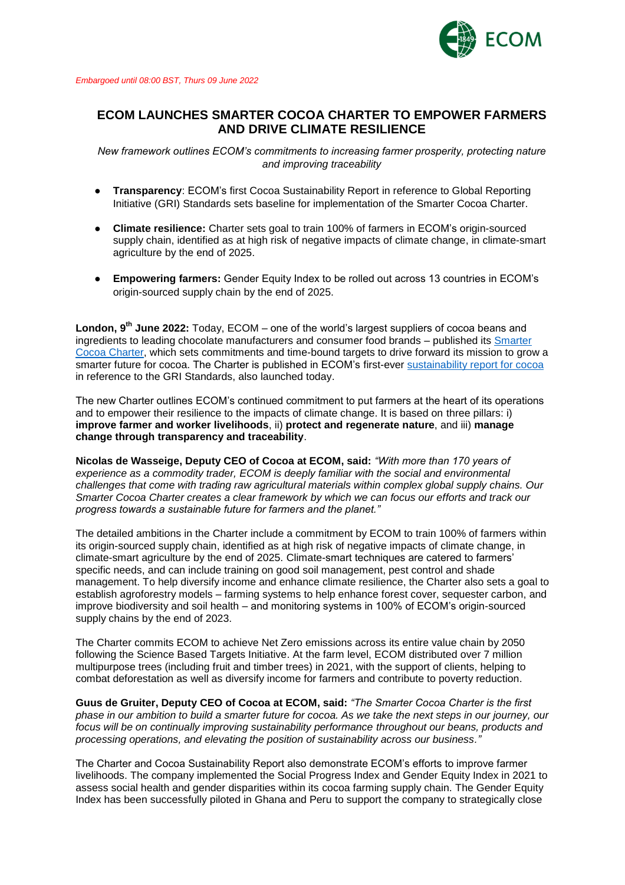*Embargoed until 08:00 BST, Thurs 09 June 2022*

# ECOM LAUNCHES SMARTER COCOA CHARTER TO EMPOWER FARMERS AND DRIVE CLIMATE RESILIENCE

*New framework outlines ECOM's commitments to increasing farmer prosperity, protecting nature and improving traceability*

- **Transparency**: ECOM's first Cocoa Sustainability Report in reference to Global Reporting Initiative (GRI) Standards sets baseline for implementation of the Smarter Cocoa Charter.
- **Climate resilience:** Charter sets goal to train 100% of farmers in ECOM's origin-sourced supply chain, identified as at high risk of negative impacts of climate change, in climate-smart agriculture by the end of 2025.
- **Empowering farmers:** Gender Equity Index to be rolled out across 13 countries in ECOM's origin-sourced supply chain by the end of 2025.

**London, 9th June 2022:** Today, ECOM – one of the world's largest suppliers of cocoa beans and ingredients to leading chocolate manufacturers and consumer food brands – published its Smarter Cocoa Charter, which sets commitments and time-bound targets to drive forward its mission to grow a smarter future for cocoa. The Charter is published in ECOM's first-ever sustainability report for cocoa in reference to the GRI Standards, also launched today.

The new Charter outlines ECOM's continued commitment to put farmers at the heart of its operations and to empower their resilience to the impacts of climate change. It is based on three pillars: i) **improve farmer and worker livelihoods**, ii) **protect and regenerate nature**, and iii) **manage change through transparency and traceability**.

**Nicolas de Wasseige, Deputy CEO of Cocoa at ECOM, said:** *"With more than 170 years of experience as a commodity trader, ECOM is deeply familiar with the social and environmental challenges that come with trading raw agricultural materials within complex global supply chains. Our Smarter Cocoa Charter creates a clear framework by which we can focus our efforts and track our progress towards a sustainable future for farmers and the planet."*

The detailed ambitions in the Charter include a commitment by ECOM to train 100% of farmers within its origin-sourced supply chain, identified as at high risk of negative impacts of climate change, in climate-smart agriculture by the end of 2025. Climate-smart techniques are catered to farmers' specific needs, and can include training on good soil management, pest control and shade management. To help diversify income and enhance climate resilience, the Charter also sets a goal to establish agroforestry models – farming systems to help enhance forest cover, sequester carbon, and improve biodiversity and soil health – and monitoring systems in 100% of ECOM's origin-sourced supply chains by the end of 2023.

The Charter commits ECOM to achieve Net Zero emissions across its entire value chain by 2050 following the Science Based Targets Initiative. At the farm level, ECOM distributed over 7 million multipurpose trees (including fruit and timber trees) in 2021, with the support of clients, helping to combat deforestation as well as diversify income for farmers and contribute to poverty reduction.

**Guus de Gruiter, Deputy CEO of Cocoa at ECOM, said:** *"The Smarter Cocoa Charter is the first phase in our ambition to build a smarter future for cocoa. As we take the next steps in our journey, our focus will be on continually improving sustainability performance throughout our beans, products and processing operations, and elevating the position of sustainability across our business."*

The Charter and Cocoa Sustainability Report also demonstrate ECOM's efforts to improve farmer livelihoods. The company implemented the Social Progress Index and Gender Equity Index in 2021 to assess social health and gender disparities within its cocoa farming supply chain. The Gender Equity Index has been successfully piloted in Ghana and Peru to support the company to strategically close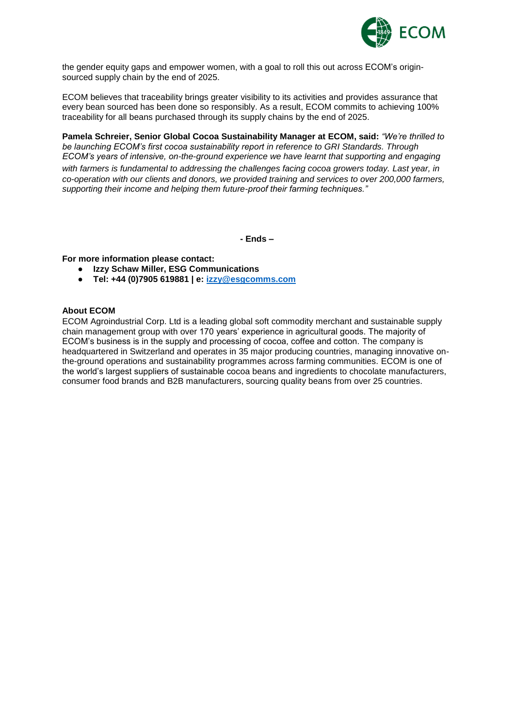the gender equity gaps and empower women, with a goal to roll this out across ECOM's origin-sourced supply chain by the end of 2025.

ECOM believes that traceability brings greater visibility to its activities and provides assurance that every bean sourced has been done so responsibly. As a result, ECOM commits to achieving 100% traceability for all beans purchased through its supply chains by the end of 2025.

**Pamela Schreier, Senior Global Cocoa Sustainability Manager at ECOM, said:** *"We're thrilled to be launching ECOM's first cocoa sustainability report in reference to GRI Standards. Through ECOM's years of intensive, on-the-ground experience we have learnt that supporting and engaging with farmers is fundamental to addressing the challenges facing cocoa growers today. Last year, in co-operation with our clients and donors, we provided training and services to over 200,000 farmers, supporting their income and helping them future-proof their farming techniques."*

**- Ends –**

**For more information please contact:**

- **Izzy Schaw Miller, ESG Communications**
- **Tel: +44 (0)7905 619881 | e: izzy@esgcomms.com**

**About ECOM**

ECOM Agroindustrial Corp. Ltd is a leading global soft commodity merchant and sustainable supply chain management group with over 170 years' experience in agricultural goods. The majority of ECOM's business is in the supply and processing of cocoa, coffee and cotton. The company is headquartered in Switzerland and operates in 35 major producing countries, managing innovative on-the-ground operations and sustainability programmes across farming communities. ECOM is one of the world's largest suppliers of sustainable cocoa beans and ingredients to chocolate manufacturers, consumer food brands and B2B manufacturers, sourcing quality beans from over 25 countries.